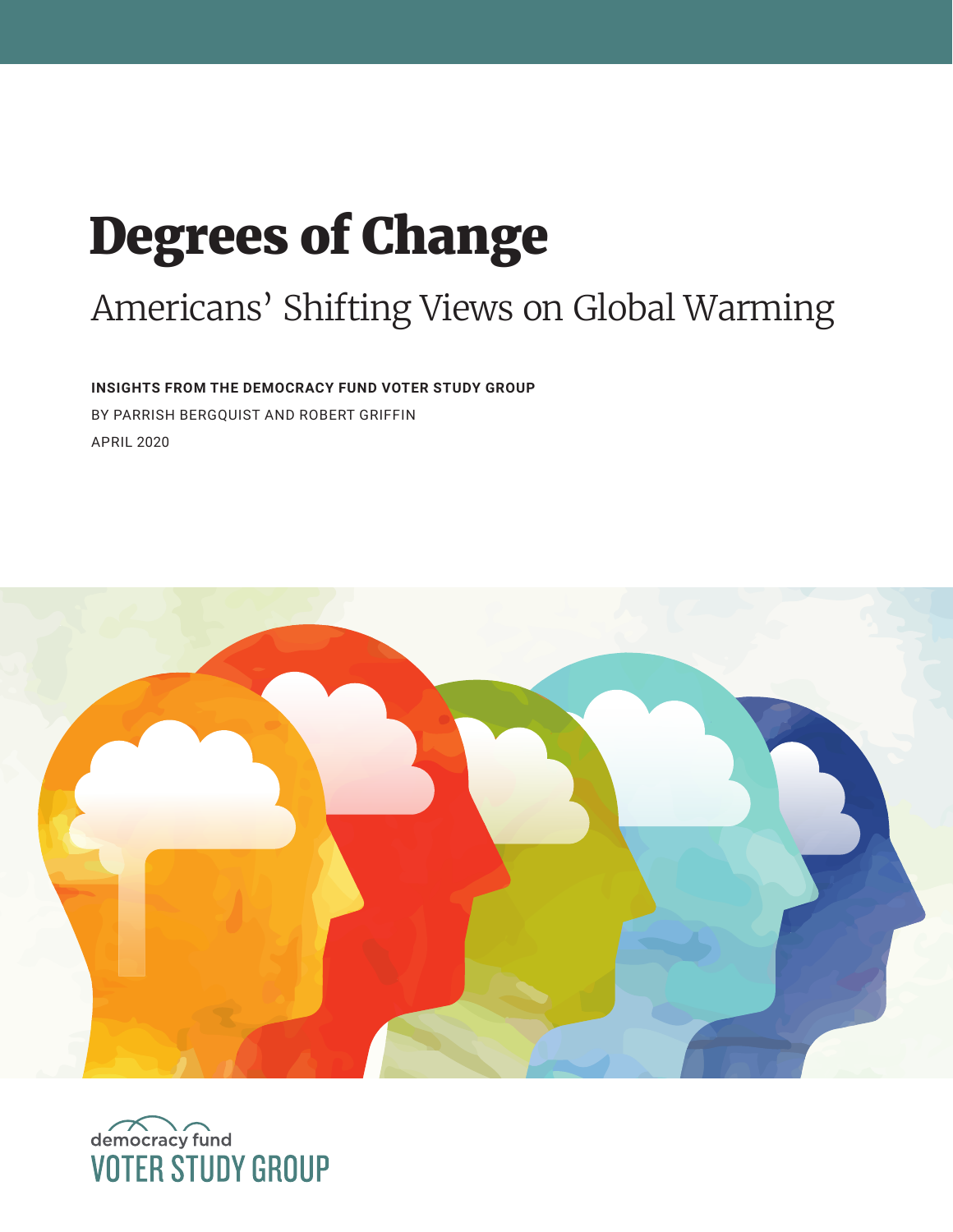# Degrees of Change

## Americans' Shifting Views on Global Warming

**INSIGHTS FROM THE DEMOCRACY FUND VOTER STUDY GROUP**

BY PARRISH BERGQUIST AND ROBERT GRIFFIN

APRIL 2020

democracy fund
VOTER STUDY GROUP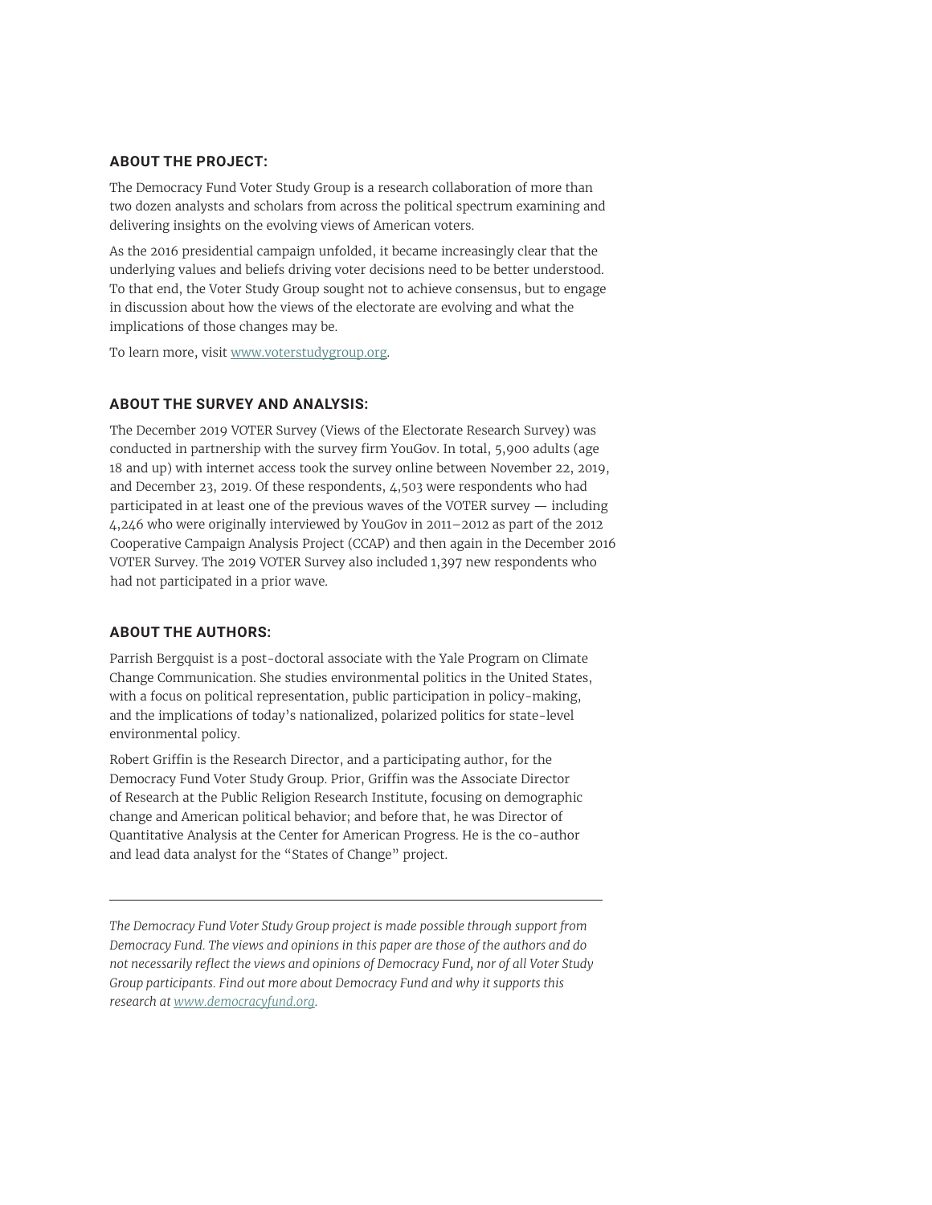## ABOUT THE PROJECT:

The Democracy Fund Voter Study Group is a research collaboration of more than two dozen analysts and scholars from across the political spectrum examining and delivering insights on the evolving views of American voters.

As the 2016 presidential campaign unfolded, it became increasingly clear that the underlying values and beliefs driving voter decisions need to be better understood. To that end, the Voter Study Group sought not to achieve consensus, but to engage in discussion about how the views of the electorate are evolving and what the implications of those changes may be.

To learn more, visit www.voterstudygroup.org.

## ABOUT THE SURVEY AND ANALYSIS:

The December 2019 VOTER Survey (Views of the Electorate Research Survey) was conducted in partnership with the survey firm YouGov. In total, 5,900 adults (age 18 and up) with internet access took the survey online between November 22, 2019, and December 23, 2019. Of these respondents, 4,503 were respondents who had participated in at least one of the previous waves of the VOTER survey — including 4,246 who were originally interviewed by YouGov in 2011–2012 as part of the 2012 Cooperative Campaign Analysis Project (CCAP) and then again in the December 2016 VOTER Survey. The 2019 VOTER Survey also included 1,397 new respondents who had not participated in a prior wave.

## ABOUT THE AUTHORS:

Parrish Bergquist is a post-doctoral associate with the Yale Program on Climate Change Communication. She studies environmental politics in the United States, with a focus on political representation, public participation in policy-making, and the implications of today's nationalized, polarized politics for state-level environmental policy.

Robert Griffin is the Research Director, and a participating author, for the Democracy Fund Voter Study Group. Prior, Griffin was the Associate Director of Research at the Public Religion Research Institute, focusing on demographic change and American political behavior; and before that, he was Director of Quantitative Analysis at the Center for American Progress. He is the co-author and lead data analyst for the "States of Change" project.

---

*The Democracy Fund Voter Study Group project is made possible through support from Democracy Fund. The views and opinions in this paper are those of the authors and do not necessarily reflect the views and opinions of Democracy Fund, nor of all Voter Study Group participants. Find out more about Democracy Fund and why it supports this research at www.democracyfund.org.*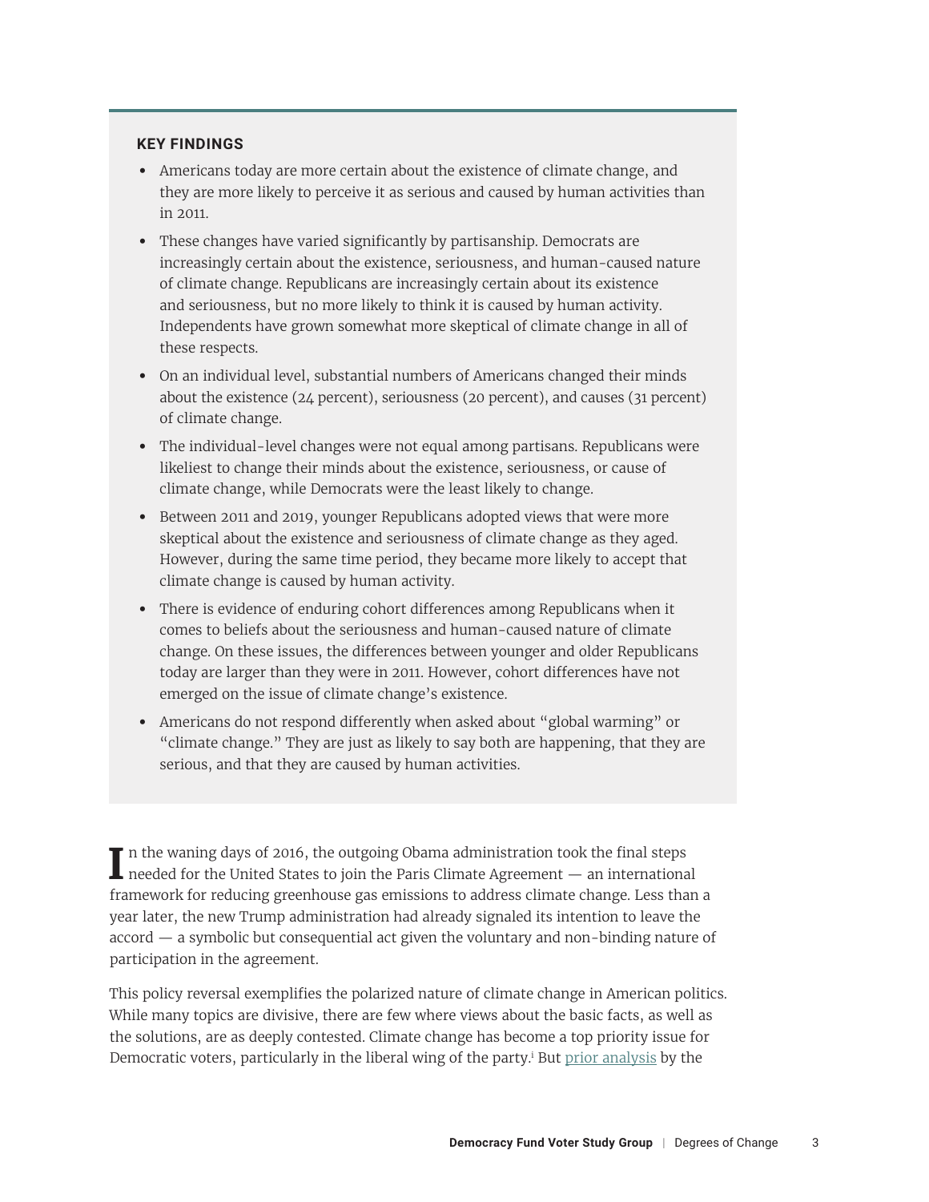**KEY FINDINGS**

- Americans today are more certain about the existence of climate change, and they are more likely to perceive it as serious and caused by human activities than in 2011.
- These changes have varied significantly by partisanship. Democrats are increasingly certain about the existence, seriousness, and human-caused nature of climate change. Republicans are increasingly certain about its existence and seriousness, but no more likely to think it is caused by human activity. Independents have grown somewhat more skeptical of climate change in all of these respects.
- On an individual level, substantial numbers of Americans changed their minds about the existence (24 percent), seriousness (20 percent), and causes (31 percent) of climate change.
- The individual-level changes were not equal among partisans. Republicans were likeliest to change their minds about the existence, seriousness, or cause of climate change, while Democrats were the least likely to change.
- Between 2011 and 2019, younger Republicans adopted views that were more skeptical about the existence and seriousness of climate change as they aged. However, during the same time period, they became more likely to accept that climate change is caused by human activity.
- There is evidence of enduring cohort differences among Republicans when it comes to beliefs about the seriousness and human-caused nature of climate change. On these issues, the differences between younger and older Republicans today are larger than they were in 2011. However, cohort differences have not emerged on the issue of climate change's existence.
- Americans do not respond differently when asked about "global warming" or "climate change." They are just as likely to say both are happening, that they are serious, and that they are caused by human activities.

In the waning days of 2016, the outgoing Obama administration took the final steps needed for the United States to join the Paris Climate Agreement — an international framework for reducing greenhouse gas emissions to address climate change. Less than a year later, the new Trump administration had already signaled its intention to leave the accord — a symbolic but consequential act given the voluntary and non-binding nature of participation in the agreement.

This policy reversal exemplifies the polarized nature of climate change in American politics. While many topics are divisive, there are few where views about the basic facts, as well as the solutions, are as deeply contested. Climate change has become a top priority issue for Democratic voters, particularly in the liberal wing of the party.[i] But prior analysis by the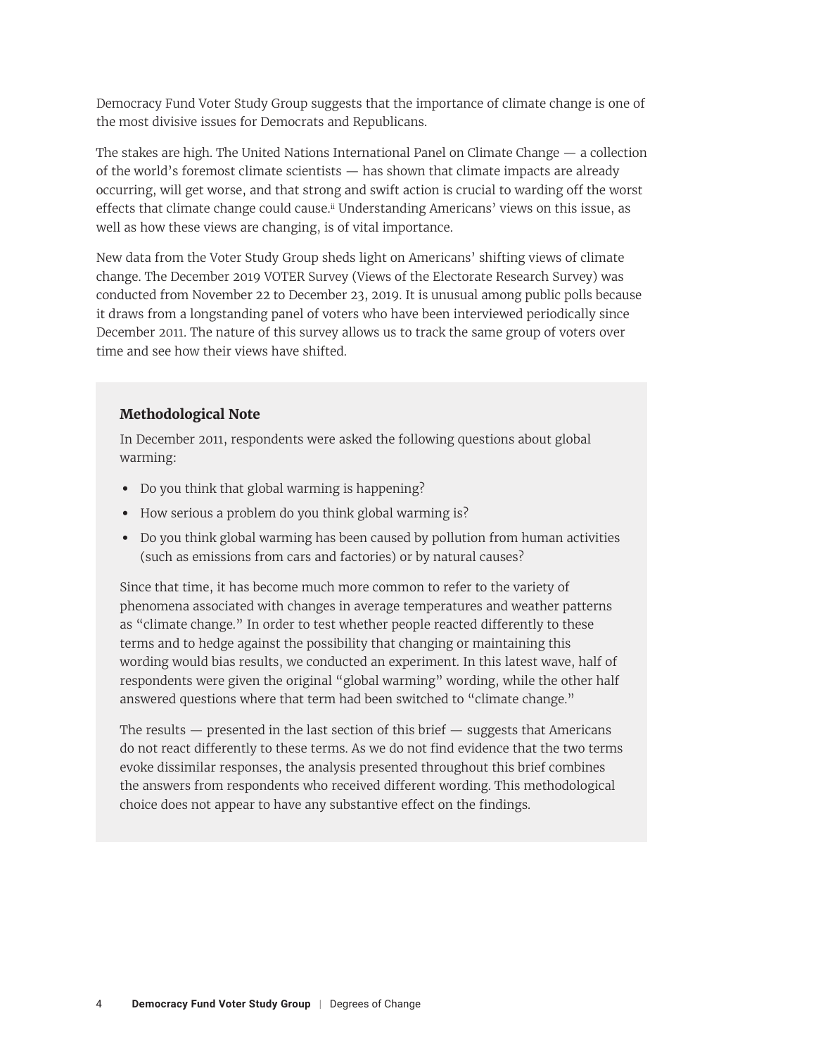Democracy Fund Voter Study Group suggests that the importance of climate change is one of the most divisive issues for Democrats and Republicans.

The stakes are high. The United Nations International Panel on Climate Change — a collection of the world's foremost climate scientists — has shown that climate impacts are already occurring, will get worse, and that strong and swift action is crucial to warding off the worst effects that climate change could cause.[ii] Understanding Americans' views on this issue, as well as how these views are changing, is of vital importance.

New data from the Voter Study Group sheds light on Americans' shifting views of climate change. The December 2019 VOTER Survey (Views of the Electorate Research Survey) was conducted from November 22 to December 23, 2019. It is unusual among public polls because it draws from a longstanding panel of voters who have been interviewed periodically since December 2011. The nature of this survey allows us to track the same group of voters over time and see how their views have shifted.

### Methodological Note

In December 2011, respondents were asked the following questions about global warming:

- Do you think that global warming is happening?
- How serious a problem do you think global warming is?
- Do you think global warming has been caused by pollution from human activities (such as emissions from cars and factories) or by natural causes?

Since that time, it has become much more common to refer to the variety of phenomena associated with changes in average temperatures and weather patterns as "climate change." In order to test whether people reacted differently to these terms and to hedge against the possibility that changing or maintaining this wording would bias results, we conducted an experiment. In this latest wave, half of respondents were given the original "global warming" wording, while the other half answered questions where that term had been switched to "climate change."

The results — presented in the last section of this brief — suggests that Americans do not react differently to these terms. As we do not find evidence that the two terms evoke dissimilar responses, the analysis presented throughout this brief combines the answers from respondents who received different wording. This methodological choice does not appear to have any substantive effect on the findings.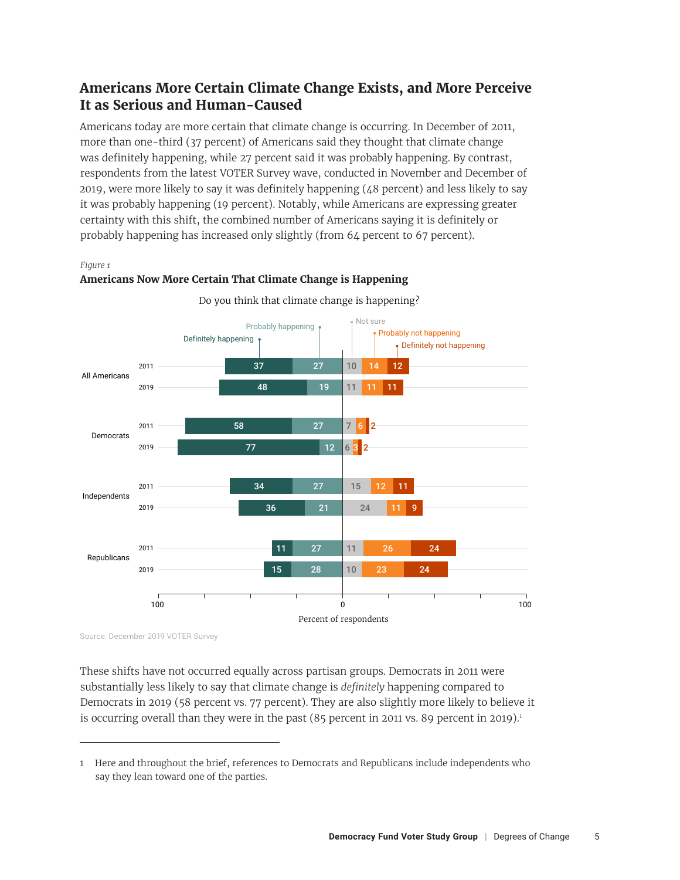## Americans More Certain Climate Change Exists, and More Perceive It as Serious and Human-Caused

Americans today are more certain that climate change is occurring. In December of 2011, more than one-third (37 percent) of Americans said they thought that climate change was definitely happening, while 27 percent said it was probably happening. By contrast, respondents from the latest VOTER Survey wave, conducted in November and December of 2019, were more likely to say it was definitely happening (48 percent) and less likely to say it was probably happening (19 percent). Notably, while Americans are expressing greater certainty with this shift, the combined number of Americans saying it is definitely or probably happening has increased only slightly (from 64 percent to 67 percent).

*Figure 1*

**Americans Now More Certain That Climate Change is Happening**

Do you think that climate change is happening?

| Group | Year | Definitely happening | Probably happening | Not sure | Probably not happening | Definitely not happening |
|---|---|---|---|---|---|---|
| All Americans | 2011 | 37 | 27 | 10 | 14 | 12 |
| | 2019 | 48 | 19 | 11 | 11 | 11 |
| Democrats | 2011 | 58 | 27 | 7 | 6 | 2 |
| | 2019 | 77 | 12 | 6 | 3 | 2 |
| Independents | 2011 | 34 | 27 | 15 | 12 | 11 |
| | 2019 | 36 | 21 | 24 | 11 | 9 |
| Republicans | 2011 | 11 | 27 | 11 | 26 | 24 |
| | 2019 | 15 | 28 | 10 | 23 | 24 |

Percent of respondents

Source: December 2019 VOTER Survey

These shifts have not occurred equally across partisan groups. Democrats in 2011 were substantially less likely to say that climate change is *definitely* happening compared to Democrats in 2019 (58 percent vs. 77 percent). They are also slightly more likely to believe it is occurring overall than they were in the past (85 percent in 2011 vs. 89 percent in 2019).[1]

---

1 Here and throughout the brief, references to Democrats and Republicans include independents who say they lean toward one of the parties.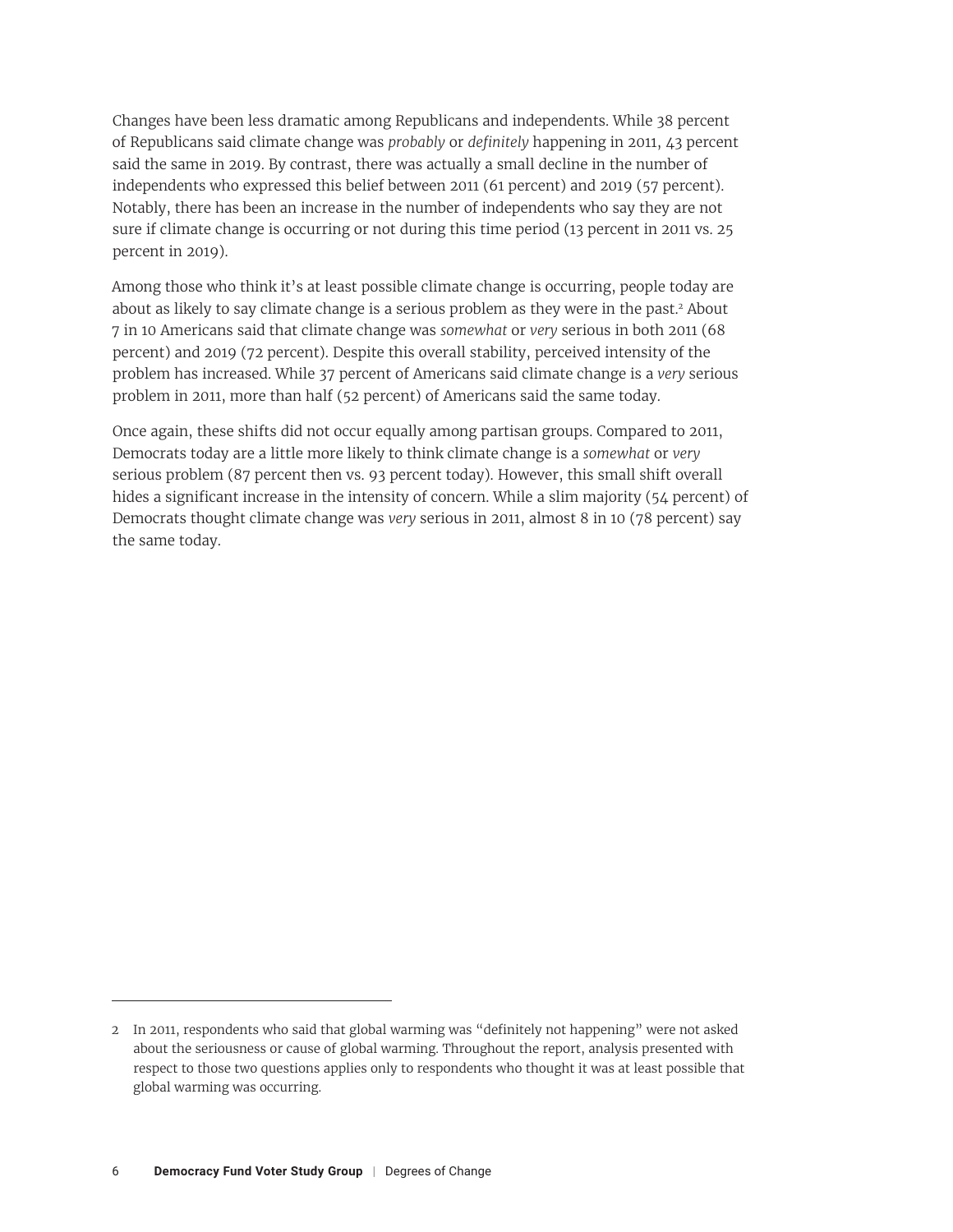Changes have been less dramatic among Republicans and independents. While 38 percent of Republicans said climate change was *probably* or *definitely* happening in 2011, 43 percent said the same in 2019. By contrast, there was actually a small decline in the number of independents who expressed this belief between 2011 (61 percent) and 2019 (57 percent). Notably, there has been an increase in the number of independents who say they are not sure if climate change is occurring or not during this time period (13 percent in 2011 vs. 25 percent in 2019).

Among those who think it's at least possible climate change is occurring, people today are about as likely to say climate change is a serious problem as they were in the past.[2] About 7 in 10 Americans said that climate change was *somewhat* or *very* serious in both 2011 (68 percent) and 2019 (72 percent). Despite this overall stability, perceived intensity of the problem has increased. While 37 percent of Americans said climate change is a *very* serious problem in 2011, more than half (52 percent) of Americans said the same today.

Once again, these shifts did not occur equally among partisan groups. Compared to 2011, Democrats today are a little more likely to think climate change is a *somewhat* or *very* serious problem (87 percent then vs. 93 percent today). However, this small shift overall hides a significant increase in the intensity of concern. While a slim majority (54 percent) of Democrats thought climate change was *very* serious in 2011, almost 8 in 10 (78 percent) say the same today.

---

2 In 2011, respondents who said that global warming was "definitely not happening" were not asked about the seriousness or cause of global warming. Throughout the report, analysis presented with respect to those two questions applies only to respondents who thought it was at least possible that global warming was occurring.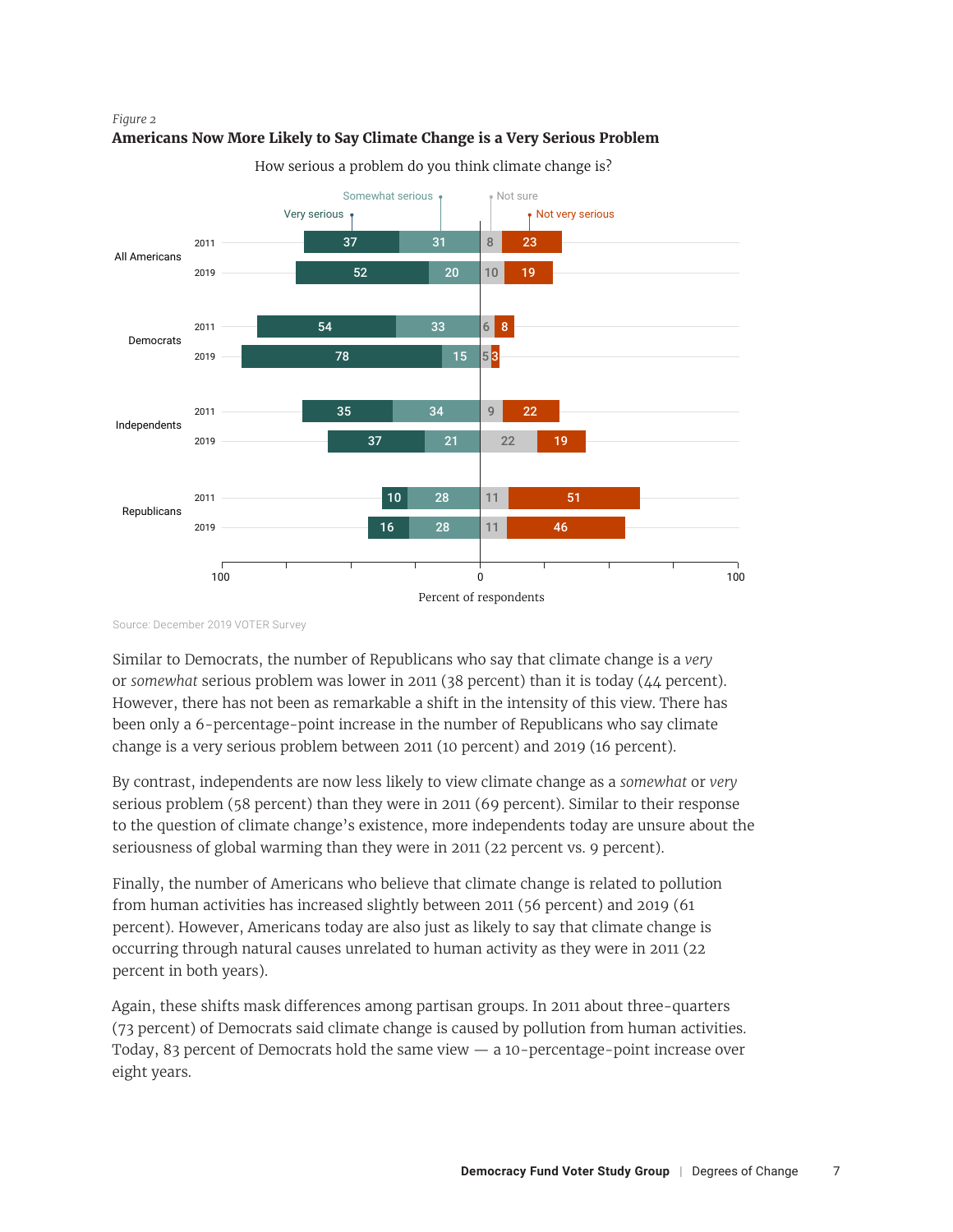*Figure 2*

**Americans Now More Likely to Say Climate Change is a Very Serious Problem**

How serious a problem do you think climate change is?

| Group | Year | Very serious | Somewhat serious | Not sure | Not very serious |
|---|---|---|---|---|---|
| All Americans | 2011 | 37 | 31 | 8 | 23 |
| | 2019 | 52 | 20 | 10 | 19 |
| Democrats | 2011 | 54 | 33 | 6 | 8 |
| | 2019 | 78 | 15 | 5 | 3 |
| Independents | 2011 | 35 | 34 | 9 | 22 |
| | 2019 | 37 | 21 | 22 | 19 |
| Republicans | 2011 | 10 | 28 | 11 | 51 |
| | 2019 | 16 | 28 | 11 | 46 |

Percent of respondents

Source: December 2019 VOTER Survey

Similar to Democrats, the number of Republicans who say that climate change is a *very* or *somewhat* serious problem was lower in 2011 (38 percent) than it is today (44 percent). However, there has not been as remarkable a shift in the intensity of this view. There has been only a 6-percentage-point increase in the number of Republicans who say climate change is a very serious problem between 2011 (10 percent) and 2019 (16 percent).

By contrast, independents are now less likely to view climate change as a *somewhat* or *very* serious problem (58 percent) than they were in 2011 (69 percent). Similar to their response to the question of climate change's existence, more independents today are unsure about the seriousness of global warming than they were in 2011 (22 percent vs. 9 percent).

Finally, the number of Americans who believe that climate change is related to pollution from human activities has increased slightly between 2011 (56 percent) and 2019 (61 percent). However, Americans today are also just as likely to say that climate change is occurring through natural causes unrelated to human activity as they were in 2011 (22 percent in both years).

Again, these shifts mask differences among partisan groups. In 2011 about three-quarters (73 percent) of Democrats said climate change is caused by pollution from human activities. Today, 83 percent of Democrats hold the same view — a 10-percentage-point increase over eight years.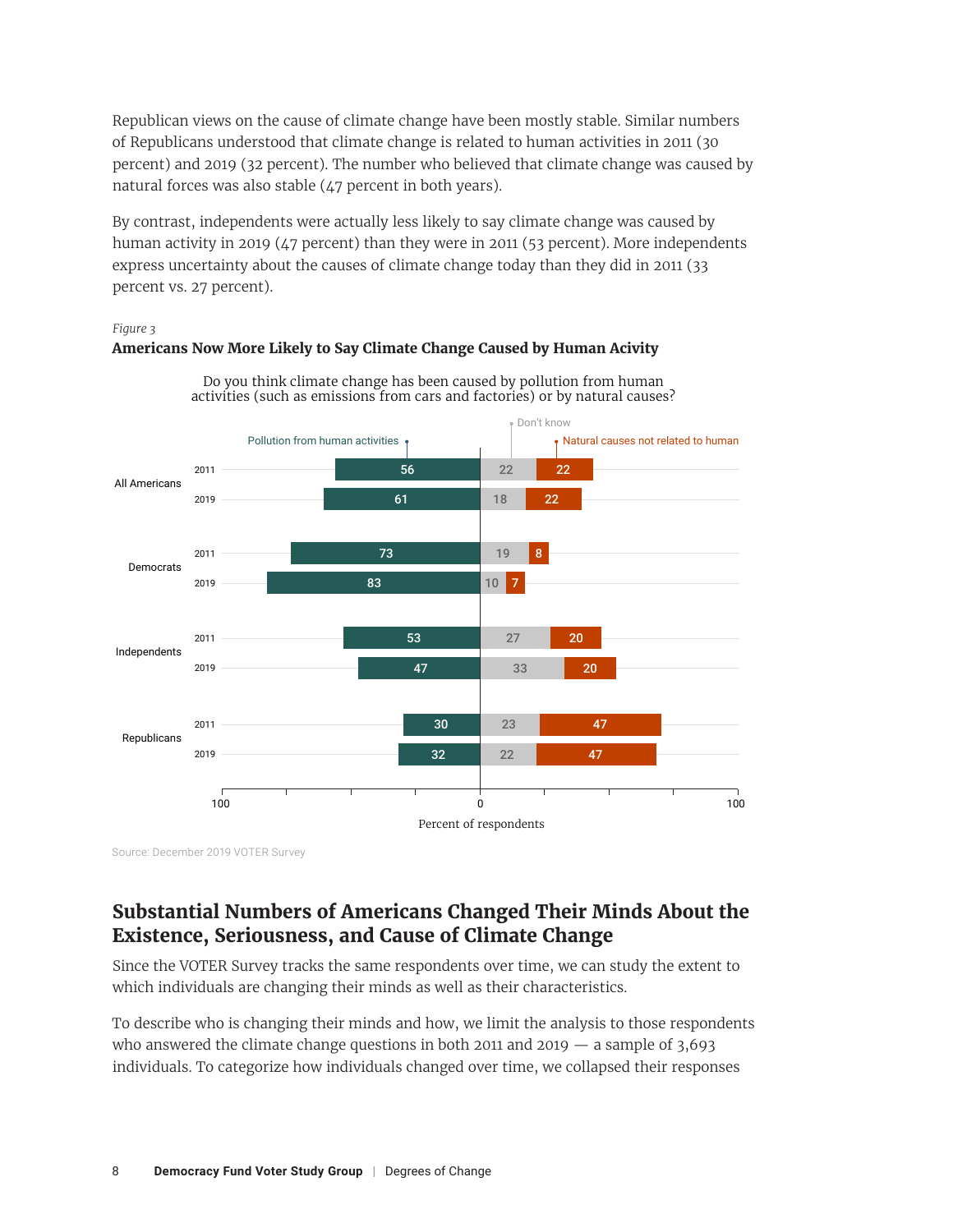Republican views on the cause of climate change have been mostly stable. Similar numbers of Republicans understood that climate change is related to human activities in 2011 (30 percent) and 2019 (32 percent). The number who believed that climate change was caused by natural forces was also stable (47 percent in both years).

By contrast, independents were actually less likely to say climate change was caused by human activity in 2019 (47 percent) than they were in 2011 (53 percent). More independents express uncertainty about the causes of climate change today than they did in 2011 (33 percent vs. 27 percent).

*Figure 3*

**Americans Now More Likely to Say Climate Change Caused by Human Acivity**

Do you think climate change has been caused by pollution from human activities (such as emissions from cars and factories) or by natural causes?

| Group | Year | Pollution from human activities | Don't know | Natural causes not related to human |
|---|---|---|---|---|
| All Americans | 2011 | 56 | 22 | 22 |
| | 2019 | 61 | 18 | 22 |
| Democrats | 2011 | 73 | 19 | 8 |
| | 2019 | 83 | 10 | 7 |
| Independents | 2011 | 53 | 27 | 20 |
| | 2019 | 47 | 33 | 20 |
| Republicans | 2011 | 30 | 23 | 47 |
| | 2019 | 32 | 22 | 47 |

Percent of respondents

Source: December 2019 VOTER Survey

## Substantial Numbers of Americans Changed Their Minds About the Existence, Seriousness, and Cause of Climate Change

Since the VOTER Survey tracks the same respondents over time, we can study the extent to which individuals are changing their minds as well as their characteristics.

To describe who is changing their minds and how, we limit the analysis to those respondents who answered the climate change questions in both 2011 and 2019 — a sample of 3,693 individuals. To categorize how individuals changed over time, we collapsed their responses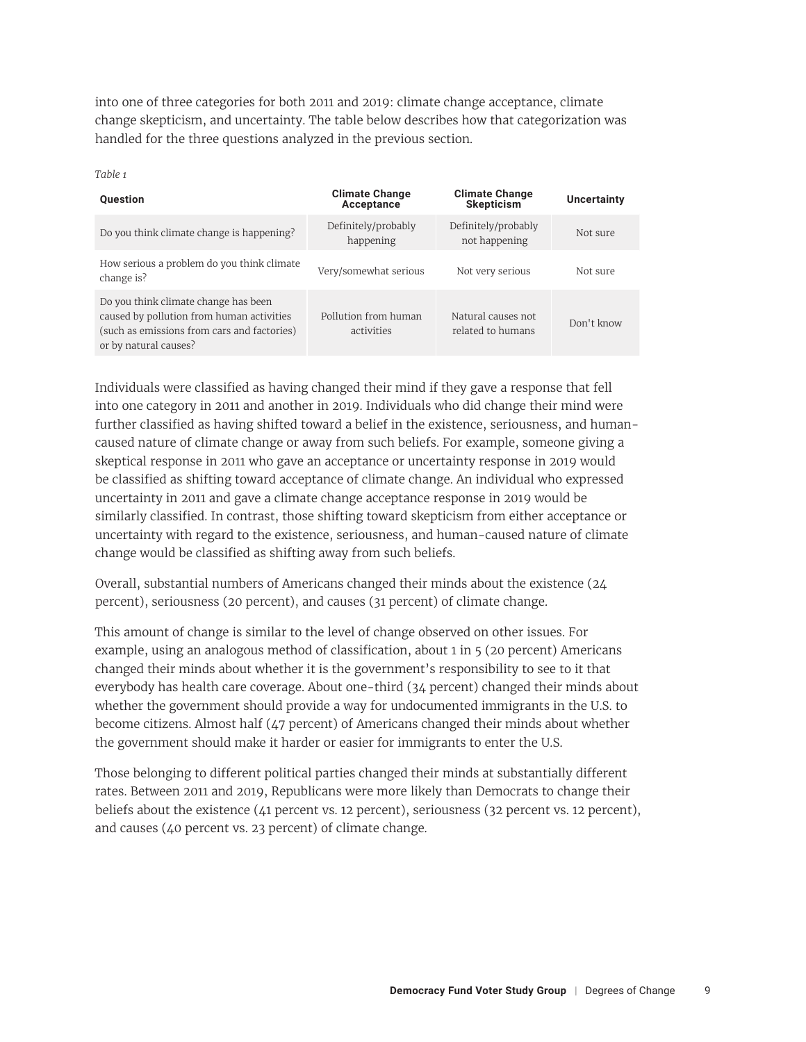into one of three categories for both 2011 and 2019: climate change acceptance, climate change skepticism, and uncertainty. The table below describes how that categorization was handled for the three questions analyzed in the previous section.

*Table 1*

| Question | Climate Change Acceptance | Climate Change Skepticism | Uncertainty |
|---|---|---|---|
| Do you think climate change is happening? | Definitely/probably happening | Definitely/probably not happening | Not sure |
| How serious a problem do you think climate change is? | Very/somewhat serious | Not very serious | Not sure |
| Do you think climate change has been caused by pollution from human activities (such as emissions from cars and factories) or by natural causes? | Pollution from human activities | Natural causes not related to humans | Don't know |

Individuals were classified as having changed their mind if they gave a response that fell into one category in 2011 and another in 2019. Individuals who did change their mind were further classified as having shifted toward a belief in the existence, seriousness, and human-caused nature of climate change or away from such beliefs. For example, someone giving a skeptical response in 2011 who gave an acceptance or uncertainty response in 2019 would be classified as shifting toward acceptance of climate change. An individual who expressed uncertainty in 2011 and gave a climate change acceptance response in 2019 would be similarly classified. In contrast, those shifting toward skepticism from either acceptance or uncertainty with regard to the existence, seriousness, and human-caused nature of climate change would be classified as shifting away from such beliefs.

Overall, substantial numbers of Americans changed their minds about the existence (24 percent), seriousness (20 percent), and causes (31 percent) of climate change.

This amount of change is similar to the level of change observed on other issues. For example, using an analogous method of classification, about 1 in 5 (20 percent) Americans changed their minds about whether it is the government's responsibility to see to it that everybody has health care coverage. About one-third (34 percent) changed their minds about whether the government should provide a way for undocumented immigrants in the U.S. to become citizens. Almost half (47 percent) of Americans changed their minds about whether the government should make it harder or easier for immigrants to enter the U.S.

Those belonging to different political parties changed their minds at substantially different rates. Between 2011 and 2019, Republicans were more likely than Democrats to change their beliefs about the existence (41 percent vs. 12 percent), seriousness (32 percent vs. 12 percent), and causes (40 percent vs. 23 percent) of climate change.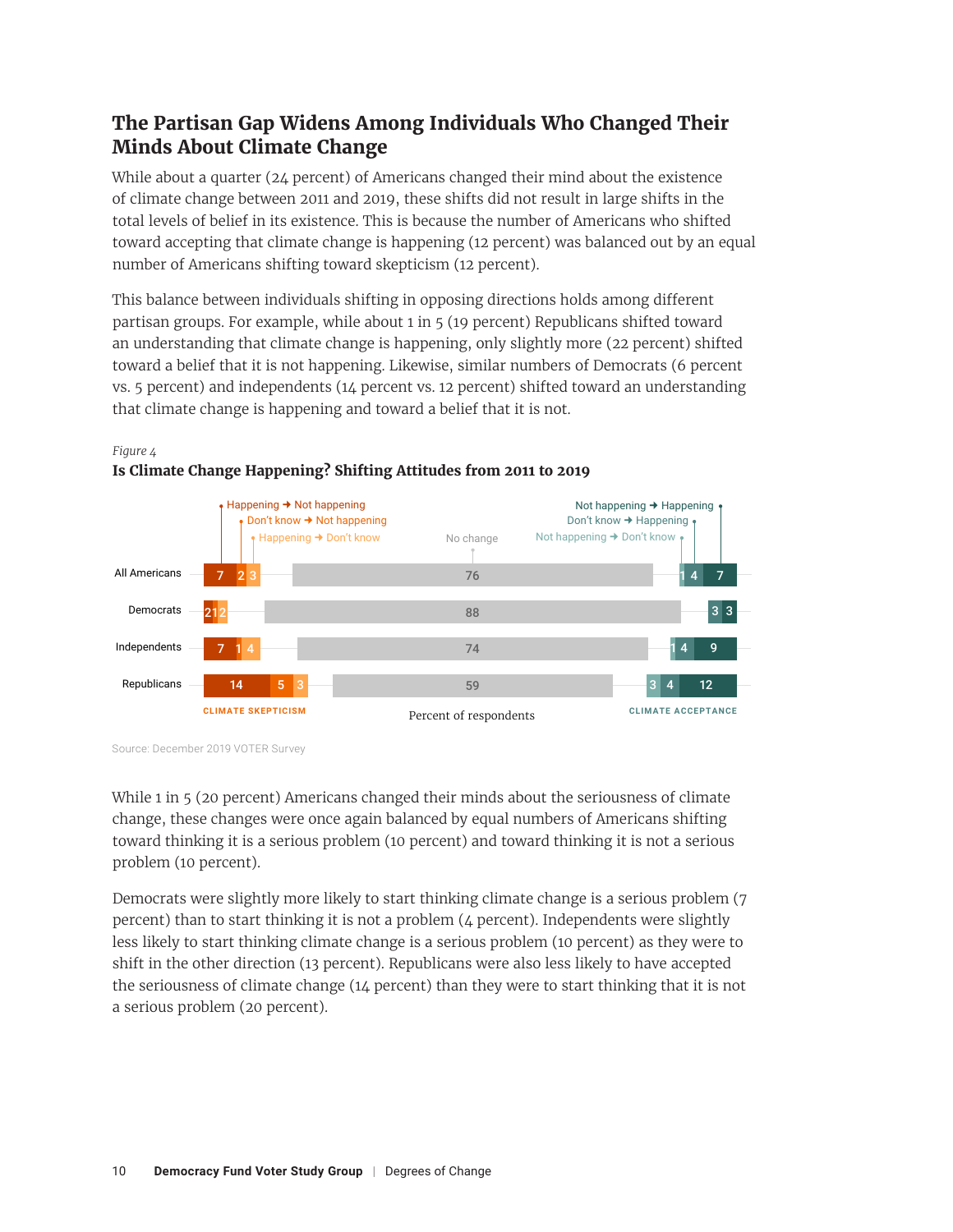## The Partisan Gap Widens Among Individuals Who Changed Their Minds About Climate Change

While about a quarter (24 percent) of Americans changed their mind about the existence of climate change between 2011 and 2019, these shifts did not result in large shifts in the total levels of belief in its existence. This is because the number of Americans who shifted toward accepting that climate change is happening (12 percent) was balanced out by an equal number of Americans shifting toward skepticism (12 percent).

This balance between individuals shifting in opposing directions holds among different partisan groups. For example, while about 1 in 5 (19 percent) Republicans shifted toward an understanding that climate change is happening, only slightly more (22 percent) shifted toward a belief that it is not happening. Likewise, similar numbers of Democrats (6 percent vs. 5 percent) and independents (14 percent vs. 12 percent) shifted toward an understanding that climate change is happening and toward a belief that it is not.

*Figure 4*

**Is Climate Change Happening? Shifting Attitudes from 2011 to 2019**

Percent of respondents

| | Climate skepticism: Happening → Not happening | Climate skepticism: Don't know → Not happening | Climate skepticism: Happening → Don't know | No change | Climate acceptance: Not happening → Don't know | Climate acceptance: Don't know → Happening | Climate acceptance: Not happening → Happening |
|---|---|---|---|---|---|---|---|
| All Americans | 7 | 2 | 3 | 76 | 1 | 4 | 7 |
| Democrats | 2 | 1 | 2 | 88 | | 3 | 3 |
| Independents | 7 | 1 | 4 | 74 | 1 | 4 | 9 |
| Republicans | 14 | 5 | 3 | 59 | 3 | 4 | 12 |

Source: December 2019 VOTER Survey

While 1 in 5 (20 percent) Americans changed their minds about the seriousness of climate change, these changes were once again balanced by equal numbers of Americans shifting toward thinking it is a serious problem (10 percent) and toward thinking it is not a serious problem (10 percent).

Democrats were slightly more likely to start thinking climate change is a serious problem (7 percent) than to start thinking it is not a problem (4 percent). Independents were slightly less likely to start thinking climate change is a serious problem (10 percent) as they were to shift in the other direction (13 percent). Republicans were also less likely to have accepted the seriousness of climate change (14 percent) than they were to start thinking that it is not a serious problem (20 percent).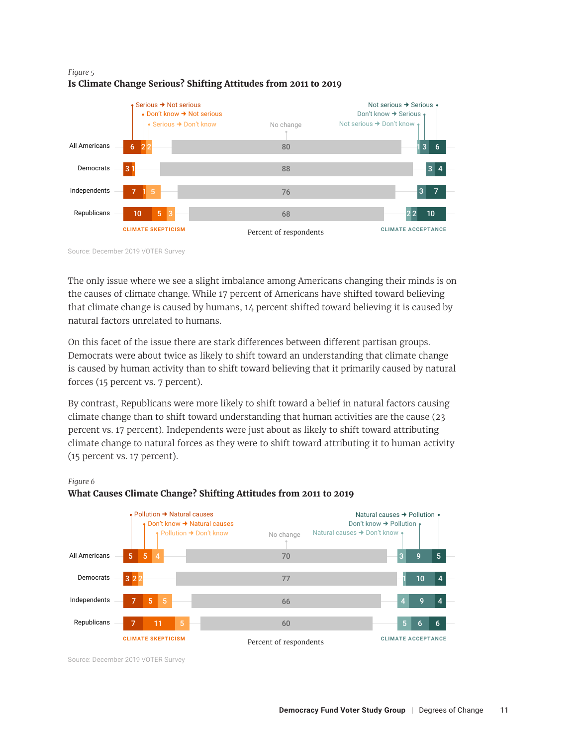*Figure 5*

**Is Climate Change Serious? Shifting Attitudes from 2011 to 2019**

| | Serious → Not serious | Don't know → Not serious | Serious → Don't know | No change | Not serious → Don't know | Don't know → Serious | Not serious → Serious |
|---|---|---|---|---|---|---|---|
| All Americans | 6 | 2 | 2 | 80 | 1 | 3 | 6 |
| Democrats | 3 | 1 | | 88 | | 3 | 4 |
| Independents | 7 | 1 | 5 | 76 | | 3 | 7 |
| Republicans | 10 | 5 | 3 | 68 | 2 | 2 | 10 |

CLIMATE SKEPTICISM — Percent of respondents — CLIMATE ACCEPTANCE

Source: December 2019 VOTER Survey

The only issue where we see a slight imbalance among Americans changing their minds is on the causes of climate change. While 17 percent of Americans have shifted toward believing that climate change is caused by humans, 14 percent shifted toward believing it is caused by natural factors unrelated to humans.

On this facet of the issue there are stark differences between different partisan groups. Democrats were about twice as likely to shift toward an understanding that climate change is caused by human activity than to shift toward believing that it primarily caused by natural forces (15 percent vs. 7 percent).

By contrast, Republicans were more likely to shift toward a belief in natural factors causing climate change than to shift toward understanding that human activities are the cause (23 percent vs. 17 percent). Independents were just about as likely to shift toward attributing climate change to natural forces as they were to shift toward attributing it to human activity (15 percent vs. 17 percent).

*Figure 6*

**What Causes Climate Change? Shifting Attitudes from 2011 to 2019**

| | Pollution → Natural causes | Don't know → Natural causes | Pollution → Don't know | No change | Natural causes → Don't know | Don't know → Pollution | Natural causes → Pollution |
|---|---|---|---|---|---|---|---|
| All Americans | 5 | 5 | 4 | 70 | 3 | 9 | 5 |
| Democrats | 3 | 2 | 2 | 77 | 1 | 10 | 4 |
| Independents | 7 | 5 | 5 | 66 | 4 | 9 | 4 |
| Republicans | 7 | 11 | 5 | 60 | 5 | 6 | 6 |

CLIMATE SKEPTICISM — Percent of respondents — CLIMATE ACCEPTANCE

Source: December 2019 VOTER Survey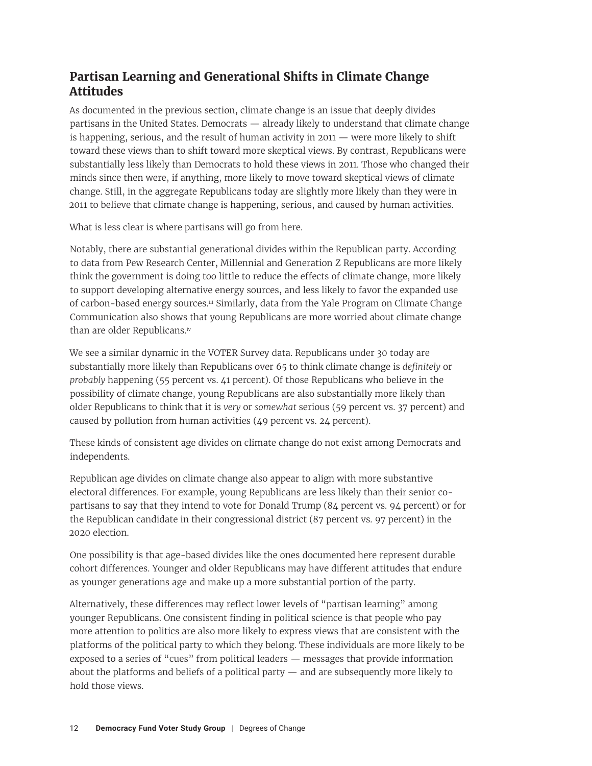## Partisan Learning and Generational Shifts in Climate Change Attitudes

As documented in the previous section, climate change is an issue that deeply divides partisans in the United States. Democrats — already likely to understand that climate change is happening, serious, and the result of human activity in 2011 — were more likely to shift toward these views than to shift toward more skeptical views. By contrast, Republicans were substantially less likely than Democrats to hold these views in 2011. Those who changed their minds since then were, if anything, more likely to move toward skeptical views of climate change. Still, in the aggregate Republicans today are slightly more likely than they were in 2011 to believe that climate change is happening, serious, and caused by human activities.

What is less clear is where partisans will go from here.

Notably, there are substantial generational divides within the Republican party. According to data from Pew Research Center, Millennial and Generation Z Republicans are more likely think the government is doing too little to reduce the effects of climate change, more likely to support developing alternative energy sources, and less likely to favor the expanded use of carbon-based energy sources.[iii] Similarly, data from the Yale Program on Climate Change Communication also shows that young Republicans are more worried about climate change than are older Republicans.[iv]

We see a similar dynamic in the VOTER Survey data. Republicans under 30 today are substantially more likely than Republicans over 65 to think climate change is *definitely* or *probably* happening (55 percent vs. 41 percent). Of those Republicans who believe in the possibility of climate change, young Republicans are also substantially more likely than older Republicans to think that it is *very* or *somewhat* serious (59 percent vs. 37 percent) and caused by pollution from human activities (49 percent vs. 24 percent).

These kinds of consistent age divides on climate change do not exist among Democrats and independents.

Republican age divides on climate change also appear to align with more substantive electoral differences. For example, young Republicans are less likely than their senior co-partisans to say that they intend to vote for Donald Trump (84 percent vs. 94 percent) or for the Republican candidate in their congressional district (87 percent vs. 97 percent) in the 2020 election.

One possibility is that age-based divides like the ones documented here represent durable cohort differences. Younger and older Republicans may have different attitudes that endure as younger generations age and make up a more substantial portion of the party.

Alternatively, these differences may reflect lower levels of "partisan learning" among younger Republicans. One consistent finding in political science is that people who pay more attention to politics are also more likely to express views that are consistent with the platforms of the political party to which they belong. These individuals are more likely to be exposed to a series of "cues" from political leaders — messages that provide information about the platforms and beliefs of a political party — and are subsequently more likely to hold those views.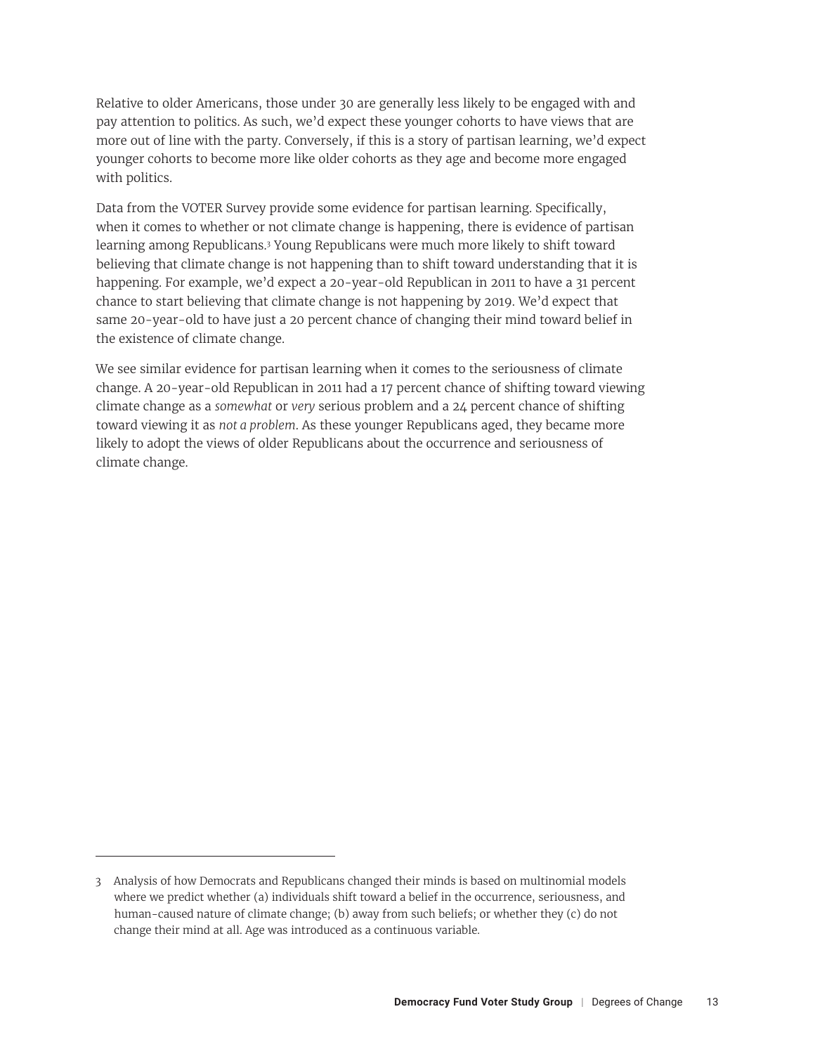Relative to older Americans, those under 30 are generally less likely to be engaged with and pay attention to politics. As such, we'd expect these younger cohorts to have views that are more out of line with the party. Conversely, if this is a story of partisan learning, we'd expect younger cohorts to become more like older cohorts as they age and become more engaged with politics.

Data from the VOTER Survey provide some evidence for partisan learning. Specifically, when it comes to whether or not climate change is happening, there is evidence of partisan learning among Republicans.[3] Young Republicans were much more likely to shift toward believing that climate change is not happening than to shift toward understanding that it is happening. For example, we'd expect a 20-year-old Republican in 2011 to have a 31 percent chance to start believing that climate change is not happening by 2019. We'd expect that same 20-year-old to have just a 20 percent chance of changing their mind toward belief in the existence of climate change.

We see similar evidence for partisan learning when it comes to the seriousness of climate change. A 20-year-old Republican in 2011 had a 17 percent chance of shifting toward viewing climate change as a *somewhat* or *very* serious problem and a 24 percent chance of shifting toward viewing it as *not a problem*. As these younger Republicans aged, they became more likely to adopt the views of older Republicans about the occurrence and seriousness of climate change.

---

3 Analysis of how Democrats and Republicans changed their minds is based on multinomial models where we predict whether (a) individuals shift toward a belief in the occurrence, seriousness, and human-caused nature of climate change; (b) away from such beliefs; or whether they (c) do not change their mind at all. Age was introduced as a continuous variable.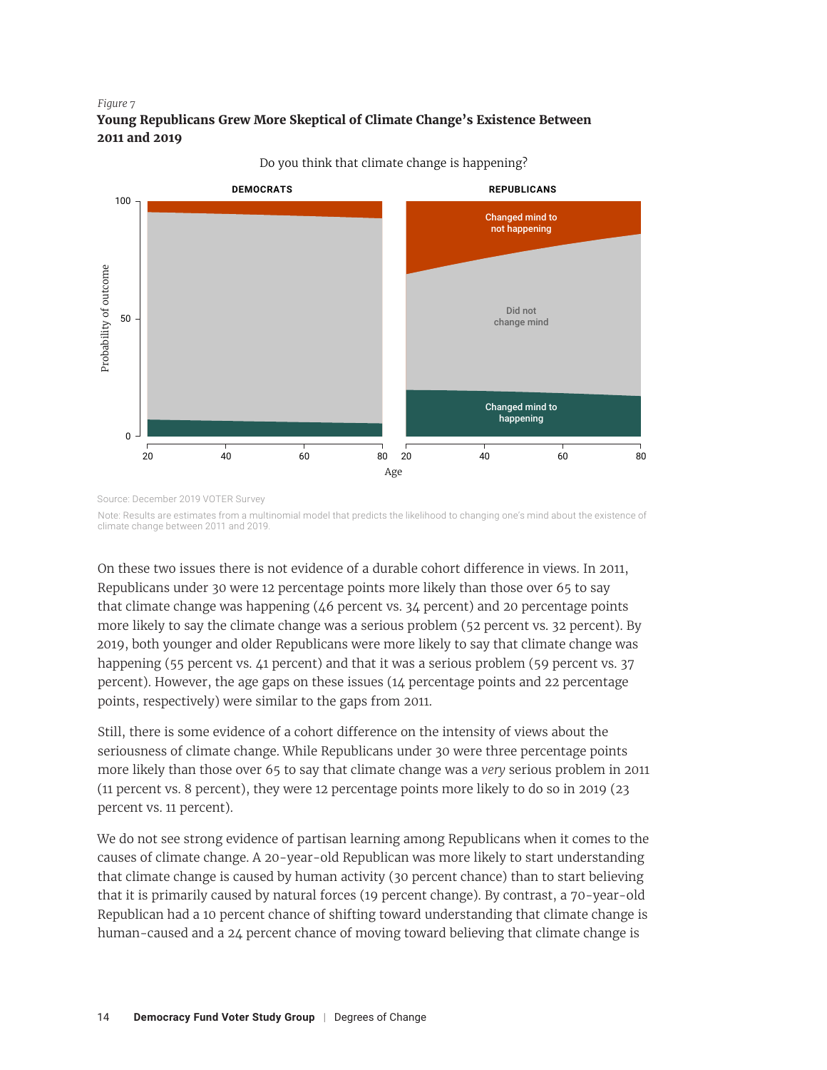*Figure 7*

**Young Republicans Grew More Skeptical of Climate Change's Existence Between 2011 and 2019**

Do you think that climate change is happening?

Source: December 2019 VOTER Survey

Note: Results are estimates from a multinomial model that predicts the likelihood to changing one's mind about the existence of climate change between 2011 and 2019.

On these two issues there is not evidence of a durable cohort difference in views. In 2011, Republicans under 30 were 12 percentage points more likely than those over 65 to say that climate change was happening (46 percent vs. 34 percent) and 20 percentage points more likely to say the climate change was a serious problem (52 percent vs. 32 percent). By 2019, both younger and older Republicans were more likely to say that climate change was happening (55 percent vs. 41 percent) and that it was a serious problem (59 percent vs. 37 percent). However, the age gaps on these issues (14 percentage points and 22 percentage points, respectively) were similar to the gaps from 2011.

Still, there is some evidence of a cohort difference on the intensity of views about the seriousness of climate change. While Republicans under 30 were three percentage points more likely than those over 65 to say that climate change was a *very* serious problem in 2011 (11 percent vs. 8 percent), they were 12 percentage points more likely to do so in 2019 (23 percent vs. 11 percent).

We do not see strong evidence of partisan learning among Republicans when it comes to the causes of climate change. A 20-year-old Republican was more likely to start understanding that climate change is caused by human activity (30 percent chance) than to start believing that it is primarily caused by natural forces (19 percent change). By contrast, a 70-year-old Republican had a 10 percent chance of shifting toward understanding that climate change is human-caused and a 24 percent chance of moving toward believing that climate change is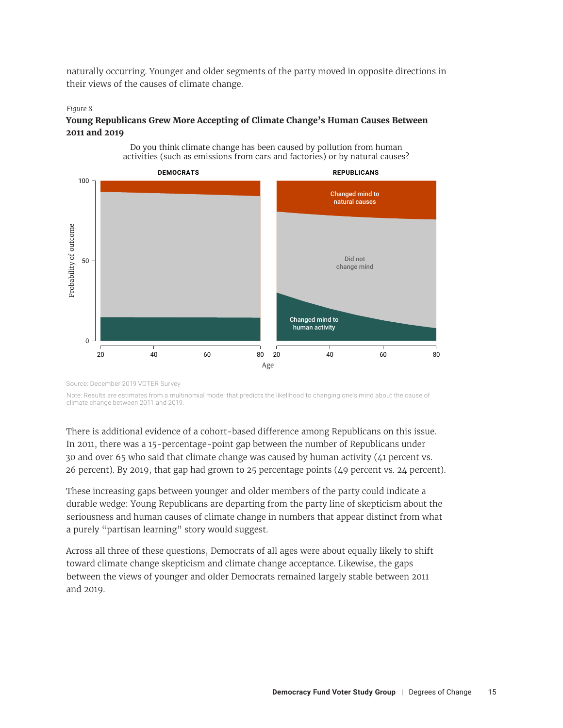naturally occurring. Younger and older segments of the party moved in opposite directions in their views of the causes of climate change.

*Figure 8*

**Young Republicans Grew More Accepting of Climate Change's Human Causes Between 2011 and 2019**

Do you think climate change has been caused by pollution from human activities (such as emissions from cars and factories) or by natural causes?

DEMOCRATS | REPUBLICANS

Changed mind to natural causes

Did not change mind

Changed mind to human activity

Probability of outcome

Age

Source: December 2019 VOTER Survey

Note: Results are estimates from a multinomial model that predicts the likelihood to changing one's mind about the cause of climate change between 2011 and 2019.

There is additional evidence of a cohort-based difference among Republicans on this issue. In 2011, there was a 15-percentage-point gap between the number of Republicans under 30 and over 65 who said that climate change was caused by human activity (41 percent vs. 26 percent). By 2019, that gap had grown to 25 percentage points (49 percent vs. 24 percent).

These increasing gaps between younger and older members of the party could indicate a durable wedge: Young Republicans are departing from the party line of skepticism about the seriousness and human causes of climate change in numbers that appear distinct from what a purely "partisan learning" story would suggest.

Across all three of these questions, Democrats of all ages were about equally likely to shift toward climate change skepticism and climate change acceptance. Likewise, the gaps between the views of younger and older Democrats remained largely stable between 2011 and 2019.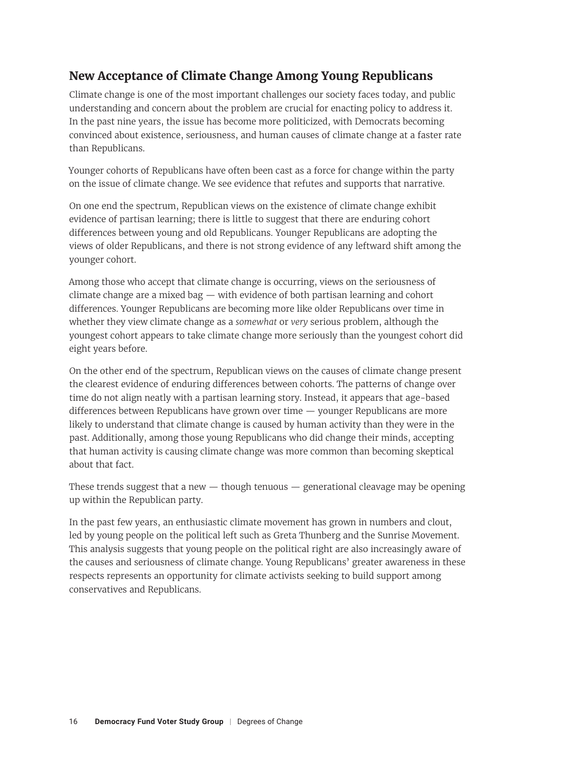## New Acceptance of Climate Change Among Young Republicans

Climate change is one of the most important challenges our society faces today, and public understanding and concern about the problem are crucial for enacting policy to address it. In the past nine years, the issue has become more politicized, with Democrats becoming convinced about existence, seriousness, and human causes of climate change at a faster rate than Republicans.

Younger cohorts of Republicans have often been cast as a force for change within the party on the issue of climate change. We see evidence that refutes and supports that narrative.

On one end the spectrum, Republican views on the existence of climate change exhibit evidence of partisan learning; there is little to suggest that there are enduring cohort differences between young and old Republicans. Younger Republicans are adopting the views of older Republicans, and there is not strong evidence of any leftward shift among the younger cohort.

Among those who accept that climate change is occurring, views on the seriousness of climate change are a mixed bag — with evidence of both partisan learning and cohort differences. Younger Republicans are becoming more like older Republicans over time in whether they view climate change as a *somewhat* or *very* serious problem, although the youngest cohort appears to take climate change more seriously than the youngest cohort did eight years before.

On the other end of the spectrum, Republican views on the causes of climate change present the clearest evidence of enduring differences between cohorts. The patterns of change over time do not align neatly with a partisan learning story. Instead, it appears that age-based differences between Republicans have grown over time — younger Republicans are more likely to understand that climate change is caused by human activity than they were in the past. Additionally, among those young Republicans who did change their minds, accepting that human activity is causing climate change was more common than becoming skeptical about that fact.

These trends suggest that a new — though tenuous — generational cleavage may be opening up within the Republican party.

In the past few years, an enthusiastic climate movement has grown in numbers and clout, led by young people on the political left such as Greta Thunberg and the Sunrise Movement. This analysis suggests that young people on the political right are also increasingly aware of the causes and seriousness of climate change. Young Republicans' greater awareness in these respects represents an opportunity for climate activists seeking to build support among conservatives and Republicans.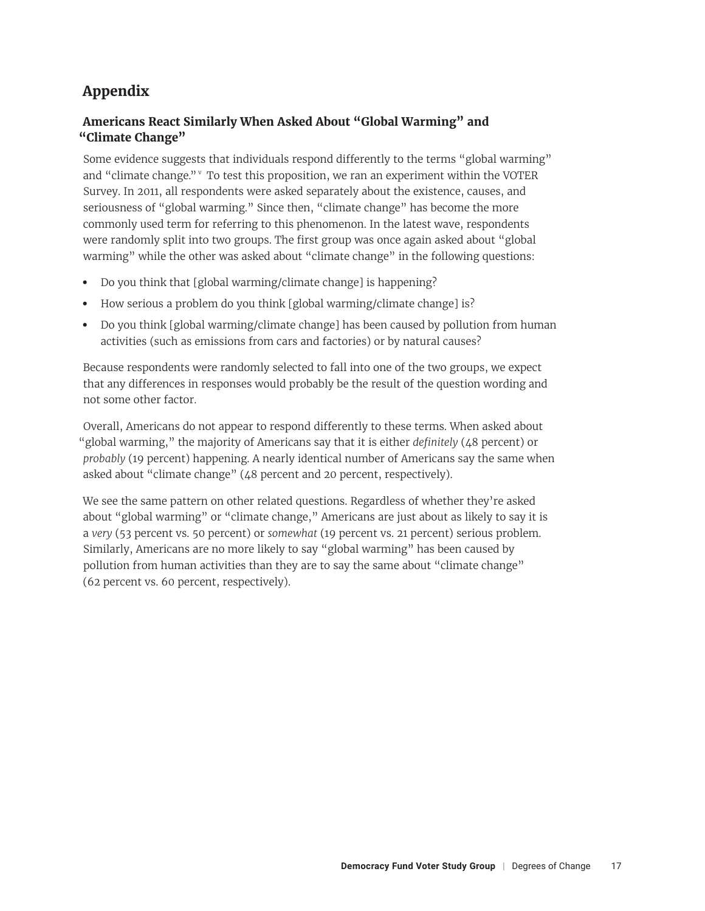# Appendix

## Americans React Similarly When Asked About "Global Warming" and "Climate Change"

Some evidence suggests that individuals respond differently to the terms "global warming" and "climate change."[v] To test this proposition, we ran an experiment within the VOTER Survey. In 2011, all respondents were asked separately about the existence, causes, and seriousness of "global warming." Since then, "climate change" has become the more commonly used term for referring to this phenomenon. In the latest wave, respondents were randomly split into two groups. The first group was once again asked about "global warming" while the other was asked about "climate change" in the following questions:

- Do you think that [global warming/climate change] is happening?
- How serious a problem do you think [global warming/climate change] is?
- Do you think [global warming/climate change] has been caused by pollution from human activities (such as emissions from cars and factories) or by natural causes?

Because respondents were randomly selected to fall into one of the two groups, we expect that any differences in responses would probably be the result of the question wording and not some other factor.

Overall, Americans do not appear to respond differently to these terms. When asked about "global warming," the majority of Americans say that it is either *definitely* (48 percent) or *probably* (19 percent) happening. A nearly identical number of Americans say the same when asked about "climate change" (48 percent and 20 percent, respectively).

We see the same pattern on other related questions. Regardless of whether they're asked about "global warming" or "climate change," Americans are just about as likely to say it is a *very* (53 percent vs. 50 percent) or *somewhat* (19 percent vs. 21 percent) serious problem. Similarly, Americans are no more likely to say "global warming" has been caused by pollution from human activities than they are to say the same about "climate change" (62 percent vs. 60 percent, respectively).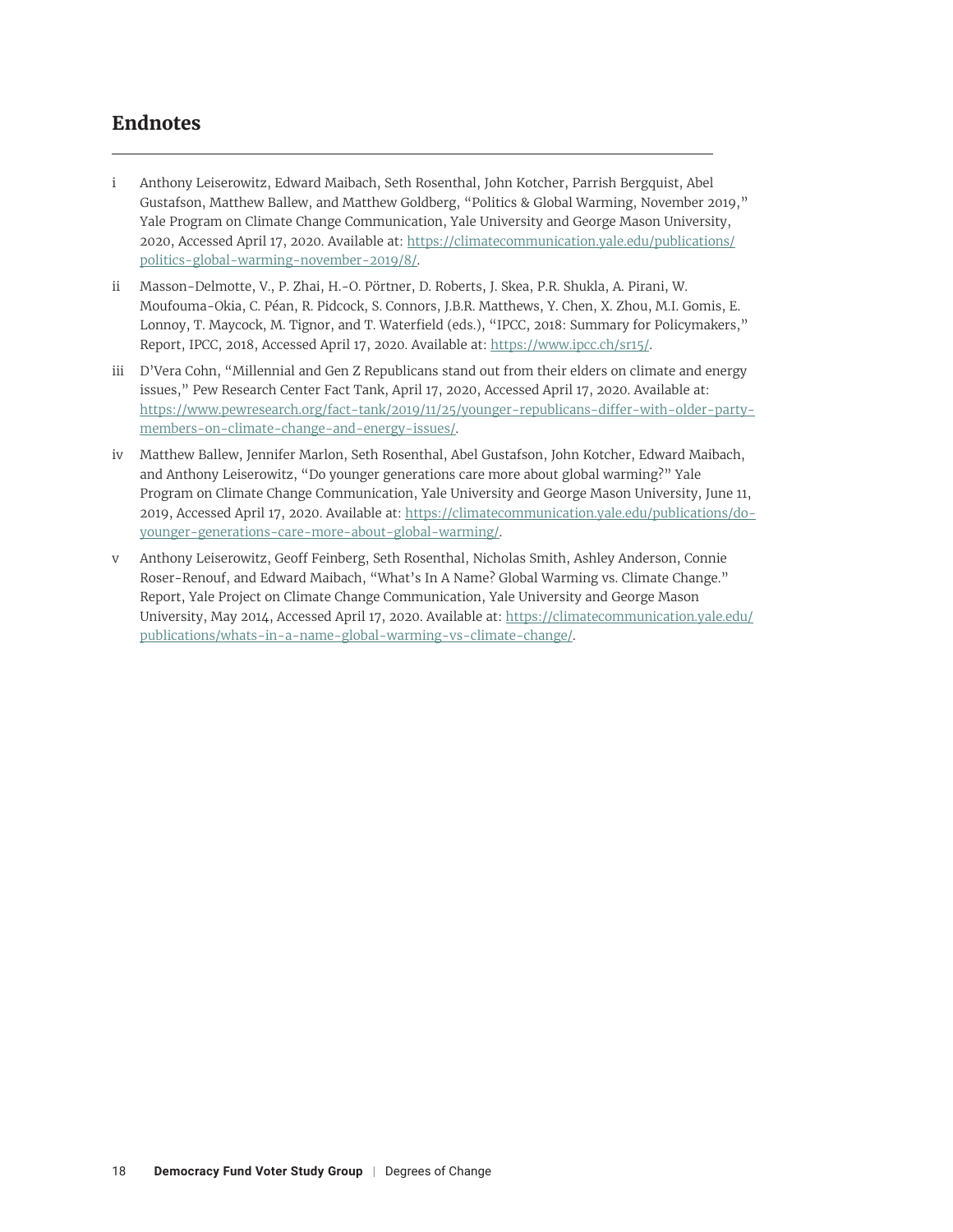## Endnotes

i Anthony Leiserowitz, Edward Maibach, Seth Rosenthal, John Kotcher, Parrish Bergquist, Abel Gustafson, Matthew Ballew, and Matthew Goldberg, "Politics & Global Warming, November 2019," Yale Program on Climate Change Communication, Yale University and George Mason University, 2020, Accessed April 17, 2020. Available at: https://climatecommunication.yale.edu/publications/politics-global-warming-november-2019/8/.

ii Masson-Delmotte, V., P. Zhai, H.-O. Pörtner, D. Roberts, J. Skea, P.R. Shukla, A. Pirani, W. Moufouma-Okia, C. Péan, R. Pidcock, S. Connors, J.B.R. Matthews, Y. Chen, X. Zhou, M.I. Gomis, E. Lonnoy, T. Maycock, M. Tignor, and T. Waterfield (eds.), "IPCC, 2018: Summary for Policymakers," Report, IPCC, 2018, Accessed April 17, 2020. Available at: https://www.ipcc.ch/sr15/.

iii D'Vera Cohn, "Millennial and Gen Z Republicans stand out from their elders on climate and energy issues," Pew Research Center Fact Tank, April 17, 2020, Accessed April 17, 2020. Available at: https://www.pewresearch.org/fact-tank/2019/11/25/younger-republicans-differ-with-older-party-members-on-climate-change-and-energy-issues/.

iv Matthew Ballew, Jennifer Marlon, Seth Rosenthal, Abel Gustafson, John Kotcher, Edward Maibach, and Anthony Leiserowitz, "Do younger generations care more about global warming?" Yale Program on Climate Change Communication, Yale University and George Mason University, June 11, 2019, Accessed April 17, 2020. Available at: https://climatecommunication.yale.edu/publications/do-younger-generations-care-more-about-global-warming/.

v Anthony Leiserowitz, Geoff Feinberg, Seth Rosenthal, Nicholas Smith, Ashley Anderson, Connie Roser-Renouf, and Edward Maibach, "What's In A Name? Global Warming vs. Climate Change." Report, Yale Project on Climate Change Communication, Yale University and George Mason University, May 2014, Accessed April 17, 2020. Available at: https://climatecommunication.yale.edu/publications/whats-in-a-name-global-warming-vs-climate-change/.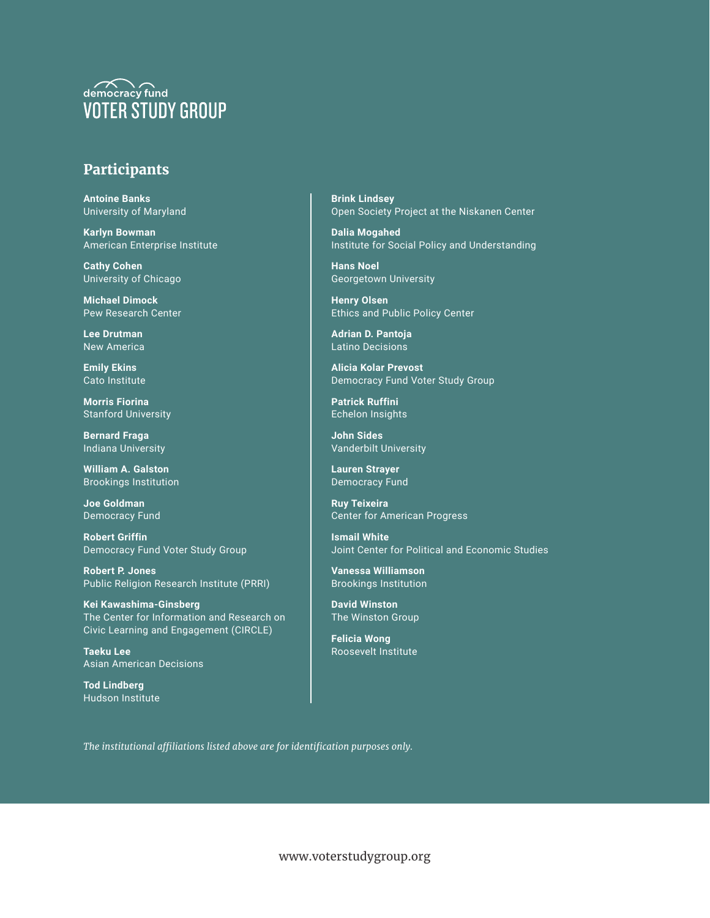democracy fund
VOTER STUDY GROUP

## Participants

**Antoine Banks**
University of Maryland

**Karlyn Bowman**
American Enterprise Institute

**Cathy Cohen**
University of Chicago

**Michael Dimock**
Pew Research Center

**Lee Drutman**
New America

**Emily Ekins**
Cato Institute

**Morris Fiorina**
Stanford University

**Bernard Fraga**
Indiana University

**William A. Galston**
Brookings Institution

**Joe Goldman**
Democracy Fund

**Robert Griffin**
Democracy Fund Voter Study Group

**Robert P. Jones**
Public Religion Research Institute (PRRI)

**Kei Kawashima-Ginsberg**
The Center for Information and Research on Civic Learning and Engagement (CIRCLE)

**Taeku Lee**
Asian American Decisions

**Tod Lindberg**
Hudson Institute

**Brink Lindsey**
Open Society Project at the Niskanen Center

**Dalia Mogahed**
Institute for Social Policy and Understanding

**Hans Noel**
Georgetown University

**Henry Olsen**
Ethics and Public Policy Center

**Adrian D. Pantoja**
Latino Decisions

**Alicia Kolar Prevost**
Democracy Fund Voter Study Group

**Patrick Ruffini**
Echelon Insights

**John Sides**
Vanderbilt University

**Lauren Strayer**
Democracy Fund

**Ruy Teixeira**
Center for American Progress

**Ismail White**
Joint Center for Political and Economic Studies

**Vanessa Williamson**
Brookings Institution

**David Winston**
The Winston Group

**Felicia Wong**
Roosevelt Institute

*The institutional affiliations listed above are for identification purposes only.*

www.voterstudygroup.org